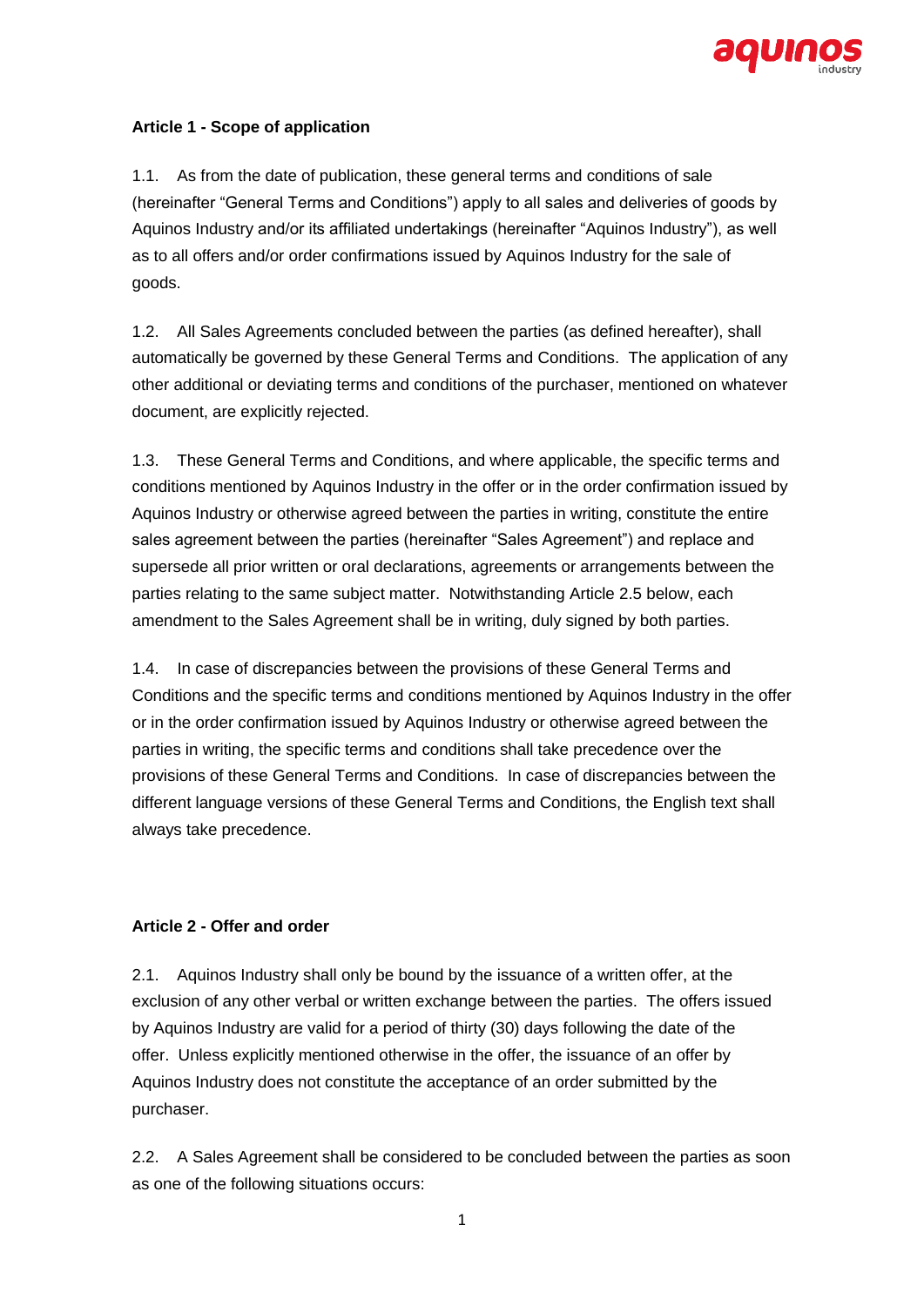**Article 1 - Scope of application**

1.1. As from the date of publication, these general terms and conditions of sale (hereinafter "General Terms and Conditions") apply to all sales and deliveries of goods by Aquinos Industry and/or its affiliated undertakings (hereinafter "Aquinos Industry"), as well as to all offers and/or order confirmations issued by Aquinos Industry for the sale of goods.

1.2. All Sales Agreements concluded between the parties (as defined hereafter), shall automatically be governed by these General Terms and Conditions. The application of any other additional or deviating terms and conditions of the purchaser, mentioned on whatever document, are explicitly rejected.

1.3. These General Terms and Conditions, and where applicable, the specific terms and conditions mentioned by Aquinos Industry in the offer or in the order confirmation issued by Aquinos Industry or otherwise agreed between the parties in writing, constitute the entire sales agreement between the parties (hereinafter "Sales Agreement") and replace and supersede all prior written or oral declarations, agreements or arrangements between the parties relating to the same subject matter. Notwithstanding Article 2.5 below, each amendment to the Sales Agreement shall be in writing, duly signed by both parties.

1.4. In case of discrepancies between the provisions of these General Terms and Conditions and the specific terms and conditions mentioned by Aquinos Industry in the offer or in the order confirmation issued by Aquinos Industry or otherwise agreed between the parties in writing, the specific terms and conditions shall take precedence over the provisions of these General Terms and Conditions. In case of discrepancies between the different language versions of these General Terms and Conditions, the English text shall always take precedence.

**Article 2 - Offer and order**

2.1. Aquinos Industry shall only be bound by the issuance of a written offer, at the exclusion of any other verbal or written exchange between the parties. The offers issued by Aquinos Industry are valid for a period of thirty (30) days following the date of the offer. Unless explicitly mentioned otherwise in the offer, the issuance of an offer by Aquinos Industry does not constitute the acceptance of an order submitted by the purchaser.

2.2. A Sales Agreement shall be considered to be concluded between the parties as soon as one of the following situations occurs: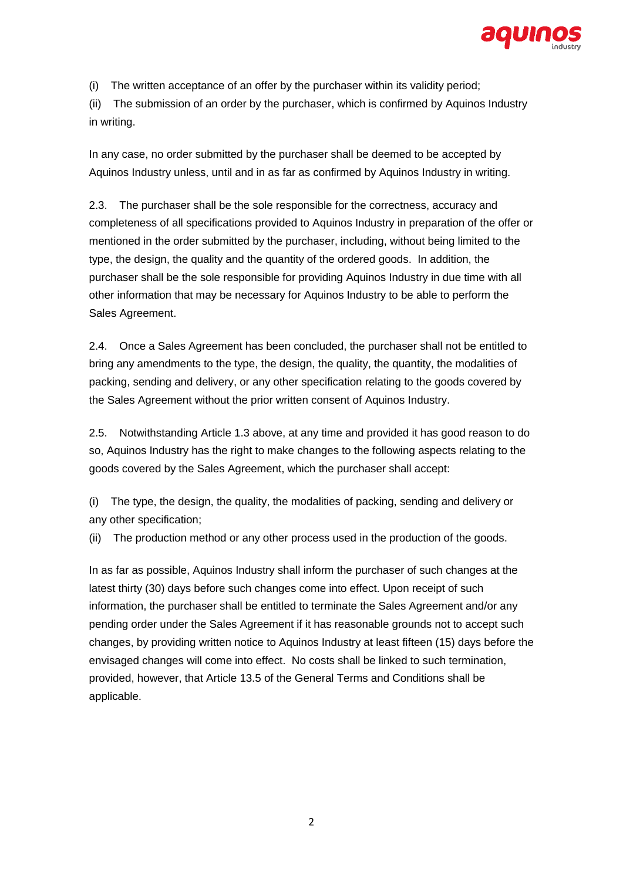(i) The written acceptance of an offer by the purchaser within its validity period;

(ii) The submission of an order by the purchaser, which is confirmed by Aquinos Industry in writing.

In any case, no order submitted by the purchaser shall be deemed to be accepted by Aquinos Industry unless, until and in as far as confirmed by Aquinos Industry in writing.

2.3. The purchaser shall be the sole responsible for the correctness, accuracy and completeness of all specifications provided to Aquinos Industry in preparation of the offer or mentioned in the order submitted by the purchaser, including, without being limited to the type, the design, the quality and the quantity of the ordered goods. In addition, the purchaser shall be the sole responsible for providing Aquinos Industry in due time with all other information that may be necessary for Aquinos Industry to be able to perform the Sales Agreement.

2.4. Once a Sales Agreement has been concluded, the purchaser shall not be entitled to bring any amendments to the type, the design, the quality, the quantity, the modalities of packing, sending and delivery, or any other specification relating to the goods covered by the Sales Agreement without the prior written consent of Aquinos Industry.

2.5. Notwithstanding Article 1.3 above, at any time and provided it has good reason to do so, Aquinos Industry has the right to make changes to the following aspects relating to the goods covered by the Sales Agreement, which the purchaser shall accept:

(i) The type, the design, the quality, the modalities of packing, sending and delivery or any other specification;

(ii) The production method or any other process used in the production of the goods.

In as far as possible, Aquinos Industry shall inform the purchaser of such changes at the latest thirty (30) days before such changes come into effect. Upon receipt of such information, the purchaser shall be entitled to terminate the Sales Agreement and/or any pending order under the Sales Agreement if it has reasonable grounds not to accept such changes, by providing written notice to Aquinos Industry at least fifteen (15) days before the envisaged changes will come into effect. No costs shall be linked to such termination, provided, however, that Article 13.5 of the General Terms and Conditions shall be applicable.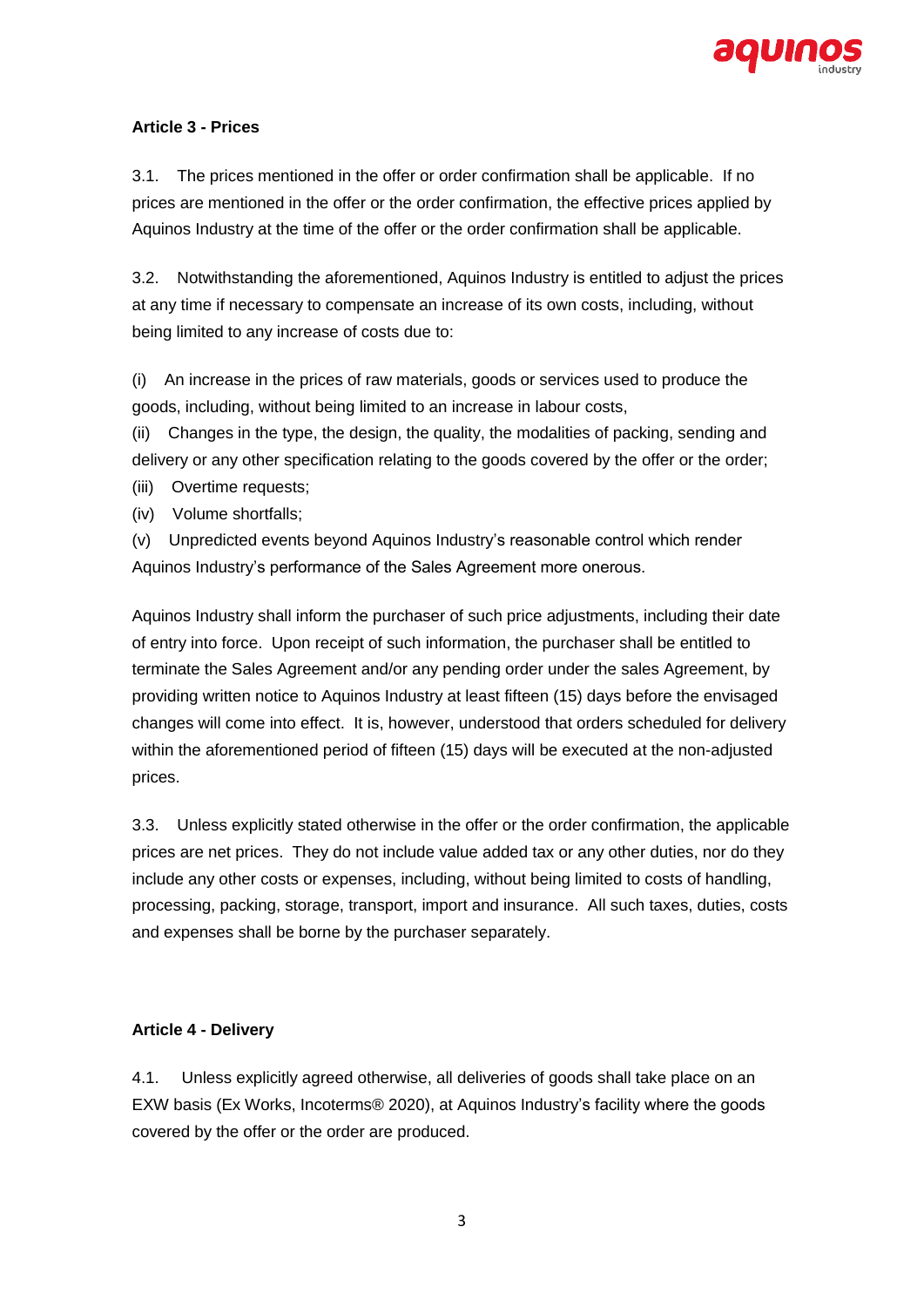**Article 3 - Prices**

3.1. The prices mentioned in the offer or order confirmation shall be applicable. If no prices are mentioned in the offer or the order confirmation, the effective prices applied by Aquinos Industry at the time of the offer or the order confirmation shall be applicable.

3.2. Notwithstanding the aforementioned, Aquinos Industry is entitled to adjust the prices at any time if necessary to compensate an increase of its own costs, including, without being limited to any increase of costs due to:

(i) An increase in the prices of raw materials, goods or services used to produce the goods, including, without being limited to an increase in labour costs,
(ii) Changes in the type, the design, the quality, the modalities of packing, sending and delivery or any other specification relating to the goods covered by the offer or the order;
(iii) Overtime requests;
(iv) Volume shortfalls;
(v) Unpredicted events beyond Aquinos Industry's reasonable control which render Aquinos Industry's performance of the Sales Agreement more onerous.

Aquinos Industry shall inform the purchaser of such price adjustments, including their date of entry into force. Upon receipt of such information, the purchaser shall be entitled to terminate the Sales Agreement and/or any pending order under the sales Agreement, by providing written notice to Aquinos Industry at least fifteen (15) days before the envisaged changes will come into effect. It is, however, understood that orders scheduled for delivery within the aforementioned period of fifteen (15) days will be executed at the non-adjusted prices.

3.3. Unless explicitly stated otherwise in the offer or the order confirmation, the applicable prices are net prices. They do not include value added tax or any other duties, nor do they include any other costs or expenses, including, without being limited to costs of handling, processing, packing, storage, transport, import and insurance. All such taxes, duties, costs and expenses shall be borne by the purchaser separately.

**Article 4 - Delivery**

4.1. Unless explicitly agreed otherwise, all deliveries of goods shall take place on an EXW basis (Ex Works, Incoterms® 2020), at Aquinos Industry's facility where the goods covered by the offer or the order are produced.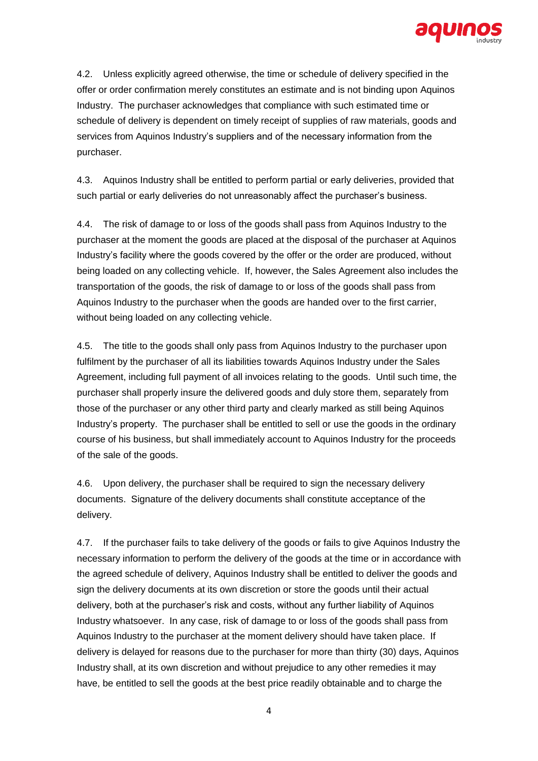4.2. Unless explicitly agreed otherwise, the time or schedule of delivery specified in the offer or order confirmation merely constitutes an estimate and is not binding upon Aquinos Industry. The purchaser acknowledges that compliance with such estimated time or schedule of delivery is dependent on timely receipt of supplies of raw materials, goods and services from Aquinos Industry's suppliers and of the necessary information from the purchaser.

4.3. Aquinos Industry shall be entitled to perform partial or early deliveries, provided that such partial or early deliveries do not unreasonably affect the purchaser's business.

4.4. The risk of damage to or loss of the goods shall pass from Aquinos Industry to the purchaser at the moment the goods are placed at the disposal of the purchaser at Aquinos Industry's facility where the goods covered by the offer or the order are produced, without being loaded on any collecting vehicle. If, however, the Sales Agreement also includes the transportation of the goods, the risk of damage to or loss of the goods shall pass from Aquinos Industry to the purchaser when the goods are handed over to the first carrier, without being loaded on any collecting vehicle.

4.5. The title to the goods shall only pass from Aquinos Industry to the purchaser upon fulfilment by the purchaser of all its liabilities towards Aquinos Industry under the Sales Agreement, including full payment of all invoices relating to the goods. Until such time, the purchaser shall properly insure the delivered goods and duly store them, separately from those of the purchaser or any other third party and clearly marked as still being Aquinos Industry's property. The purchaser shall be entitled to sell or use the goods in the ordinary course of his business, but shall immediately account to Aquinos Industry for the proceeds of the sale of the goods.

4.6. Upon delivery, the purchaser shall be required to sign the necessary delivery documents. Signature of the delivery documents shall constitute acceptance of the delivery.

4.7. If the purchaser fails to take delivery of the goods or fails to give Aquinos Industry the necessary information to perform the delivery of the goods at the time or in accordance with the agreed schedule of delivery, Aquinos Industry shall be entitled to deliver the goods and sign the delivery documents at its own discretion or store the goods until their actual delivery, both at the purchaser's risk and costs, without any further liability of Aquinos Industry whatsoever. In any case, risk of damage to or loss of the goods shall pass from Aquinos Industry to the purchaser at the moment delivery should have taken place. If delivery is delayed for reasons due to the purchaser for more than thirty (30) days, Aquinos Industry shall, at its own discretion and without prejudice to any other remedies it may have, be entitled to sell the goods at the best price readily obtainable and to charge the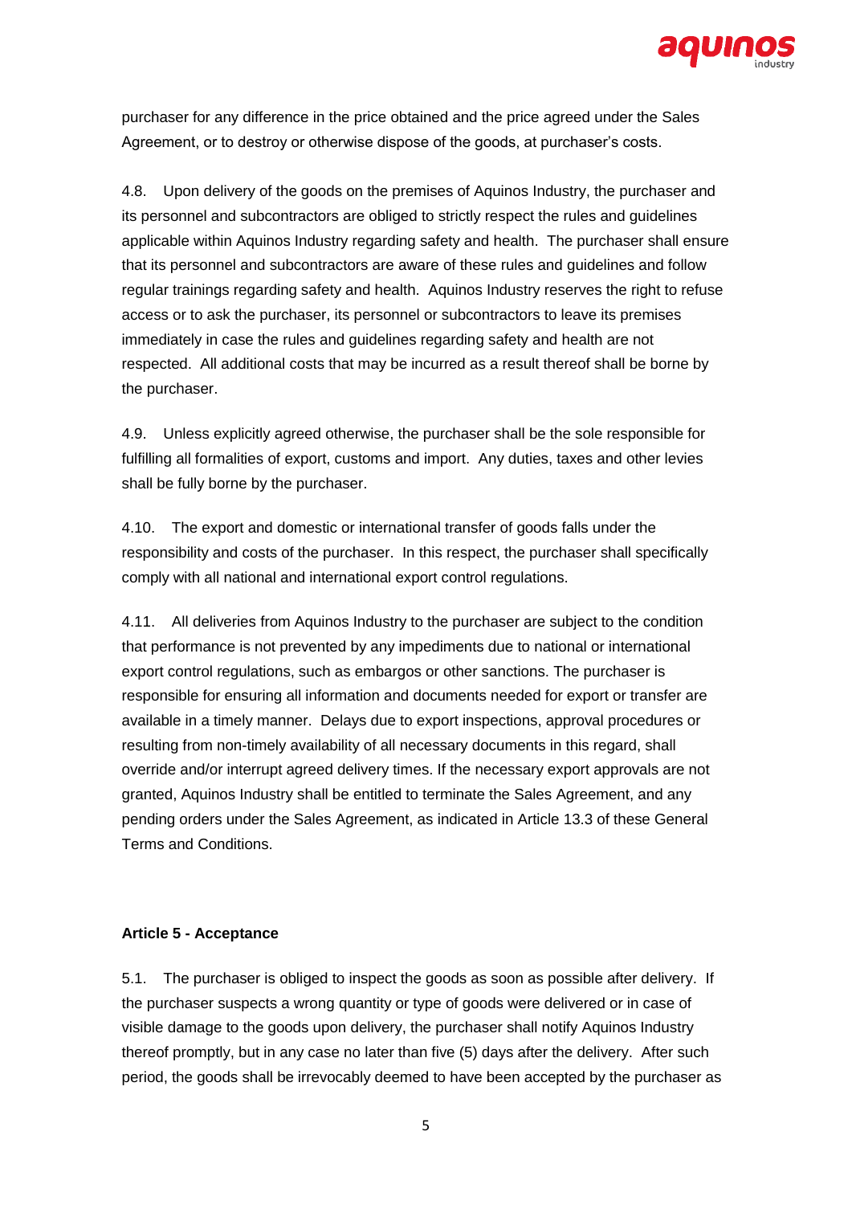purchaser for any difference in the price obtained and the price agreed under the Sales Agreement, or to destroy or otherwise dispose of the goods, at purchaser's costs.

4.8. Upon delivery of the goods on the premises of Aquinos Industry, the purchaser and its personnel and subcontractors are obliged to strictly respect the rules and guidelines applicable within Aquinos Industry regarding safety and health. The purchaser shall ensure that its personnel and subcontractors are aware of these rules and guidelines and follow regular trainings regarding safety and health. Aquinos Industry reserves the right to refuse access or to ask the purchaser, its personnel or subcontractors to leave its premises immediately in case the rules and guidelines regarding safety and health are not respected. All additional costs that may be incurred as a result thereof shall be borne by the purchaser.

4.9. Unless explicitly agreed otherwise, the purchaser shall be the sole responsible for fulfilling all formalities of export, customs and import. Any duties, taxes and other levies shall be fully borne by the purchaser.

4.10. The export and domestic or international transfer of goods falls under the responsibility and costs of the purchaser. In this respect, the purchaser shall specifically comply with all national and international export control regulations.

4.11. All deliveries from Aquinos Industry to the purchaser are subject to the condition that performance is not prevented by any impediments due to national or international export control regulations, such as embargos or other sanctions. The purchaser is responsible for ensuring all information and documents needed for export or transfer are available in a timely manner. Delays due to export inspections, approval procedures or resulting from non-timely availability of all necessary documents in this regard, shall override and/or interrupt agreed delivery times. If the necessary export approvals are not granted, Aquinos Industry shall be entitled to terminate the Sales Agreement, and any pending orders under the Sales Agreement, as indicated in Article 13.3 of these General Terms and Conditions.

**Article 5 - Acceptance**

5.1. The purchaser is obliged to inspect the goods as soon as possible after delivery. If the purchaser suspects a wrong quantity or type of goods were delivered or in case of visible damage to the goods upon delivery, the purchaser shall notify Aquinos Industry thereof promptly, but in any case no later than five (5) days after the delivery. After such period, the goods shall be irrevocably deemed to have been accepted by the purchaser as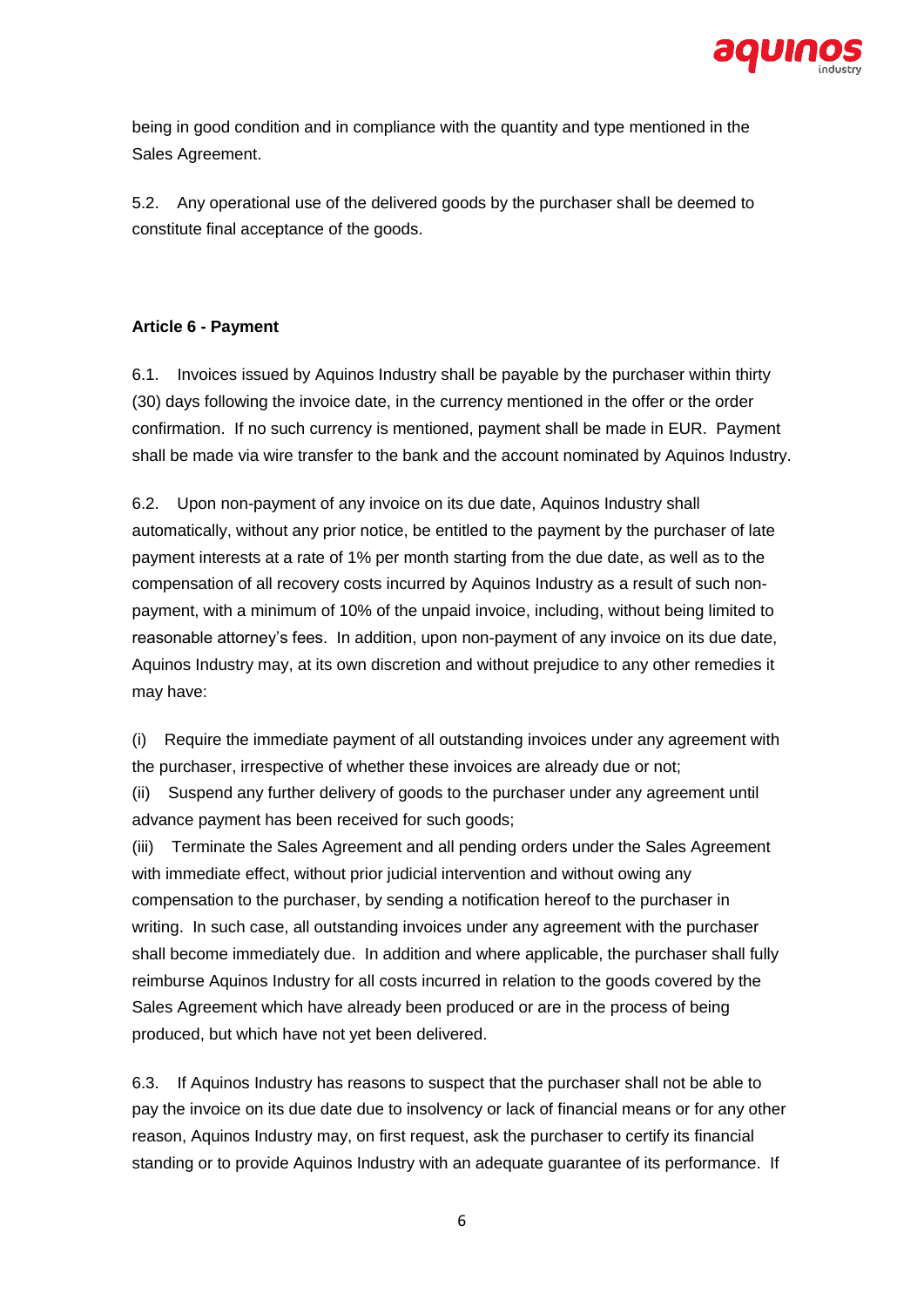being in good condition and in compliance with the quantity and type mentioned in the Sales Agreement.

5.2. Any operational use of the delivered goods by the purchaser shall be deemed to constitute final acceptance of the goods.

**Article 6 - Payment**

6.1. Invoices issued by Aquinos Industry shall be payable by the purchaser within thirty (30) days following the invoice date, in the currency mentioned in the offer or the order confirmation. If no such currency is mentioned, payment shall be made in EUR. Payment shall be made via wire transfer to the bank and the account nominated by Aquinos Industry.

6.2. Upon non-payment of any invoice on its due date, Aquinos Industry shall automatically, without any prior notice, be entitled to the payment by the purchaser of late payment interests at a rate of 1% per month starting from the due date, as well as to the compensation of all recovery costs incurred by Aquinos Industry as a result of such non-payment, with a minimum of 10% of the unpaid invoice, including, without being limited to reasonable attorney's fees. In addition, upon non-payment of any invoice on its due date, Aquinos Industry may, at its own discretion and without prejudice to any other remedies it may have:

(i) Require the immediate payment of all outstanding invoices under any agreement with the purchaser, irrespective of whether these invoices are already due or not;
(ii) Suspend any further delivery of goods to the purchaser under any agreement until advance payment has been received for such goods;
(iii) Terminate the Sales Agreement and all pending orders under the Sales Agreement with immediate effect, without prior judicial intervention and without owing any compensation to the purchaser, by sending a notification hereof to the purchaser in writing. In such case, all outstanding invoices under any agreement with the purchaser shall become immediately due. In addition and where applicable, the purchaser shall fully reimburse Aquinos Industry for all costs incurred in relation to the goods covered by the Sales Agreement which have already been produced or are in the process of being produced, but which have not yet been delivered.

6.3. If Aquinos Industry has reasons to suspect that the purchaser shall not be able to pay the invoice on its due date due to insolvency or lack of financial means or for any other reason, Aquinos Industry may, on first request, ask the purchaser to certify its financial standing or to provide Aquinos Industry with an adequate guarantee of its performance. If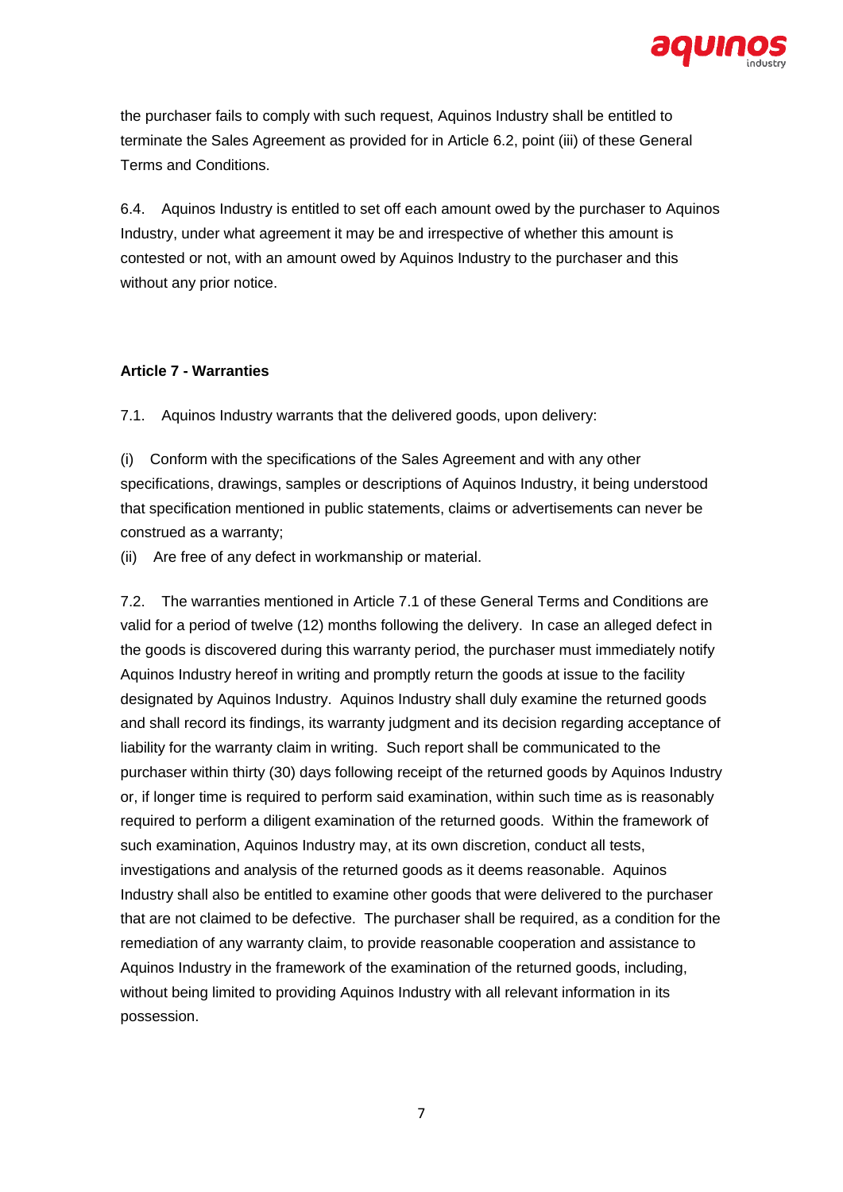the purchaser fails to comply with such request, Aquinos Industry shall be entitled to terminate the Sales Agreement as provided for in Article 6.2, point (iii) of these General Terms and Conditions.

6.4. Aquinos Industry is entitled to set off each amount owed by the purchaser to Aquinos Industry, under what agreement it may be and irrespective of whether this amount is contested or not, with an amount owed by Aquinos Industry to the purchaser and this without any prior notice.

**Article 7 - Warranties**

7.1. Aquinos Industry warrants that the delivered goods, upon delivery:

(i) Conform with the specifications of the Sales Agreement and with any other specifications, drawings, samples or descriptions of Aquinos Industry, it being understood that specification mentioned in public statements, claims or advertisements can never be construed as a warranty;

(ii) Are free of any defect in workmanship or material.

7.2. The warranties mentioned in Article 7.1 of these General Terms and Conditions are valid for a period of twelve (12) months following the delivery. In case an alleged defect in the goods is discovered during this warranty period, the purchaser must immediately notify Aquinos Industry hereof in writing and promptly return the goods at issue to the facility designated by Aquinos Industry. Aquinos Industry shall duly examine the returned goods and shall record its findings, its warranty judgment and its decision regarding acceptance of liability for the warranty claim in writing. Such report shall be communicated to the purchaser within thirty (30) days following receipt of the returned goods by Aquinos Industry or, if longer time is required to perform said examination, within such time as is reasonably required to perform a diligent examination of the returned goods. Within the framework of such examination, Aquinos Industry may, at its own discretion, conduct all tests, investigations and analysis of the returned goods as it deems reasonable. Aquinos Industry shall also be entitled to examine other goods that were delivered to the purchaser that are not claimed to be defective. The purchaser shall be required, as a condition for the remediation of any warranty claim, to provide reasonable cooperation and assistance to Aquinos Industry in the framework of the examination of the returned goods, including, without being limited to providing Aquinos Industry with all relevant information in its possession.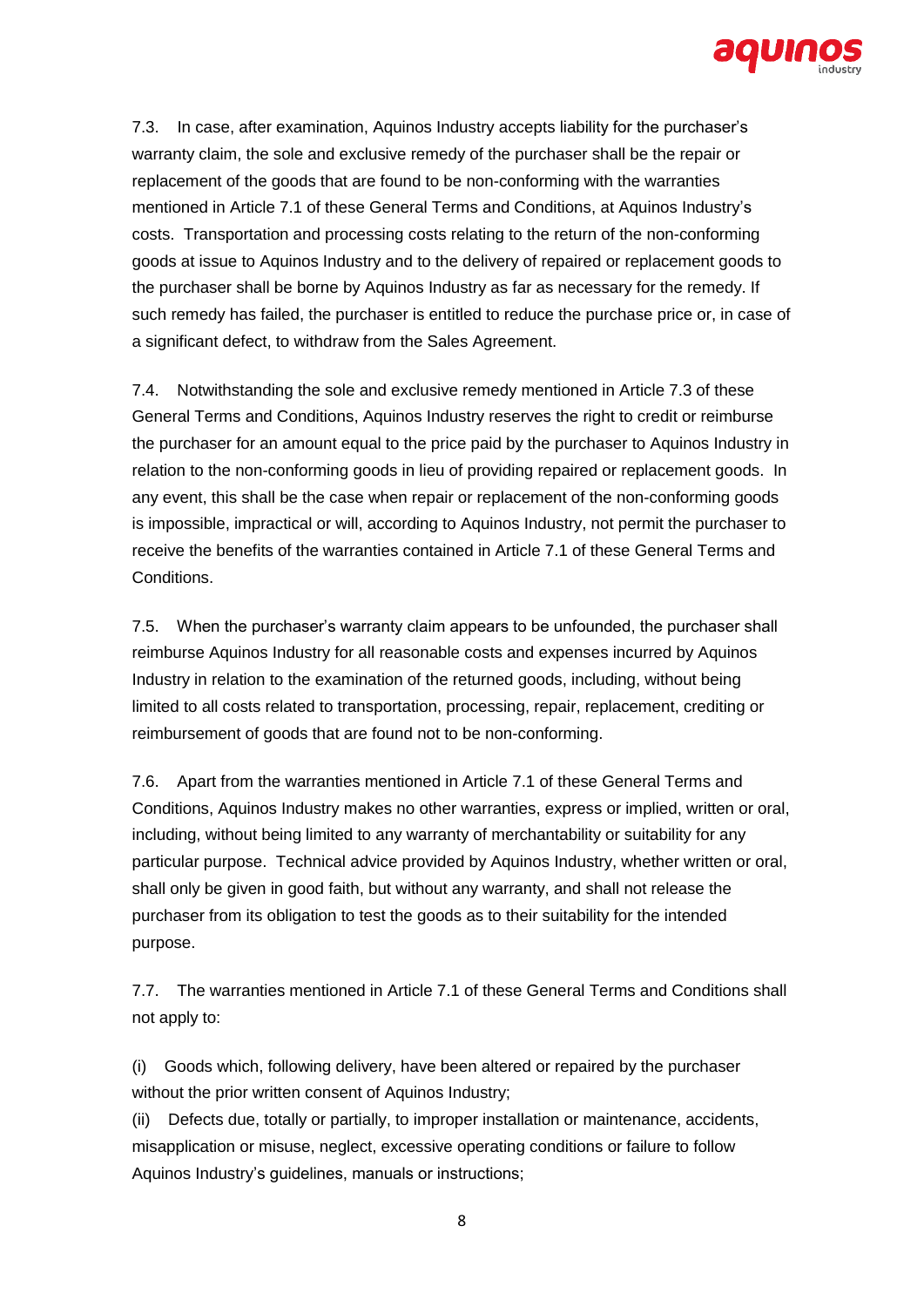7.3. In case, after examination, Aquinos Industry accepts liability for the purchaser's warranty claim, the sole and exclusive remedy of the purchaser shall be the repair or replacement of the goods that are found to be non-conforming with the warranties mentioned in Article 7.1 of these General Terms and Conditions, at Aquinos Industry's costs. Transportation and processing costs relating to the return of the non-conforming goods at issue to Aquinos Industry and to the delivery of repaired or replacement goods to the purchaser shall be borne by Aquinos Industry as far as necessary for the remedy. If such remedy has failed, the purchaser is entitled to reduce the purchase price or, in case of a significant defect, to withdraw from the Sales Agreement.

7.4. Notwithstanding the sole and exclusive remedy mentioned in Article 7.3 of these General Terms and Conditions, Aquinos Industry reserves the right to credit or reimburse the purchaser for an amount equal to the price paid by the purchaser to Aquinos Industry in relation to the non-conforming goods in lieu of providing repaired or replacement goods. In any event, this shall be the case when repair or replacement of the non-conforming goods is impossible, impractical or will, according to Aquinos Industry, not permit the purchaser to receive the benefits of the warranties contained in Article 7.1 of these General Terms and Conditions.

7.5. When the purchaser's warranty claim appears to be unfounded, the purchaser shall reimburse Aquinos Industry for all reasonable costs and expenses incurred by Aquinos Industry in relation to the examination of the returned goods, including, without being limited to all costs related to transportation, processing, repair, replacement, crediting or reimbursement of goods that are found not to be non-conforming.

7.6. Apart from the warranties mentioned in Article 7.1 of these General Terms and Conditions, Aquinos Industry makes no other warranties, express or implied, written or oral, including, without being limited to any warranty of merchantability or suitability for any particular purpose. Technical advice provided by Aquinos Industry, whether written or oral, shall only be given in good faith, but without any warranty, and shall not release the purchaser from its obligation to test the goods as to their suitability for the intended purpose.

7.7. The warranties mentioned in Article 7.1 of these General Terms and Conditions shall not apply to:

(i) Goods which, following delivery, have been altered or repaired by the purchaser without the prior written consent of Aquinos Industry;
(ii) Defects due, totally or partially, to improper installation or maintenance, accidents, misapplication or misuse, neglect, excessive operating conditions or failure to follow Aquinos Industry's guidelines, manuals or instructions;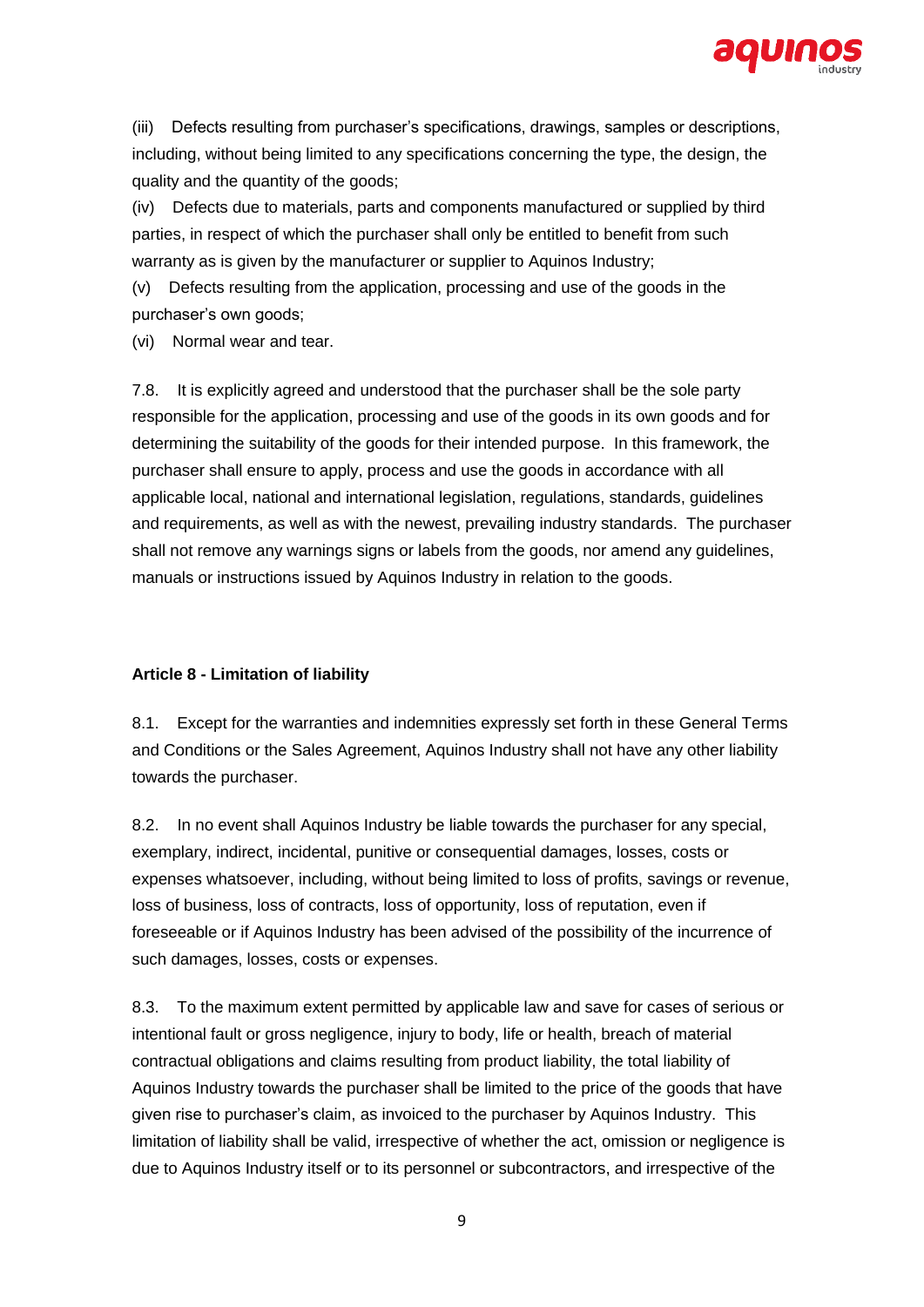(iii) Defects resulting from purchaser's specifications, drawings, samples or descriptions, including, without being limited to any specifications concerning the type, the design, the quality and the quantity of the goods;

(iv) Defects due to materials, parts and components manufactured or supplied by third parties, in respect of which the purchaser shall only be entitled to benefit from such warranty as is given by the manufacturer or supplier to Aquinos Industry;

(v) Defects resulting from the application, processing and use of the goods in the purchaser's own goods;

(vi) Normal wear and tear.

7.8. It is explicitly agreed and understood that the purchaser shall be the sole party responsible for the application, processing and use of the goods in its own goods and for determining the suitability of the goods for their intended purpose. In this framework, the purchaser shall ensure to apply, process and use the goods in accordance with all applicable local, national and international legislation, regulations, standards, guidelines and requirements, as well as with the newest, prevailing industry standards. The purchaser shall not remove any warnings signs or labels from the goods, nor amend any guidelines, manuals or instructions issued by Aquinos Industry in relation to the goods.

**Article 8 - Limitation of liability**

8.1. Except for the warranties and indemnities expressly set forth in these General Terms and Conditions or the Sales Agreement, Aquinos Industry shall not have any other liability towards the purchaser.

8.2. In no event shall Aquinos Industry be liable towards the purchaser for any special, exemplary, indirect, incidental, punitive or consequential damages, losses, costs or expenses whatsoever, including, without being limited to loss of profits, savings or revenue, loss of business, loss of contracts, loss of opportunity, loss of reputation, even if foreseeable or if Aquinos Industry has been advised of the possibility of the incurrence of such damages, losses, costs or expenses.

8.3. To the maximum extent permitted by applicable law and save for cases of serious or intentional fault or gross negligence, injury to body, life or health, breach of material contractual obligations and claims resulting from product liability, the total liability of Aquinos Industry towards the purchaser shall be limited to the price of the goods that have given rise to purchaser's claim, as invoiced to the purchaser by Aquinos Industry. This limitation of liability shall be valid, irrespective of whether the act, omission or negligence is due to Aquinos Industry itself or to its personnel or subcontractors, and irrespective of the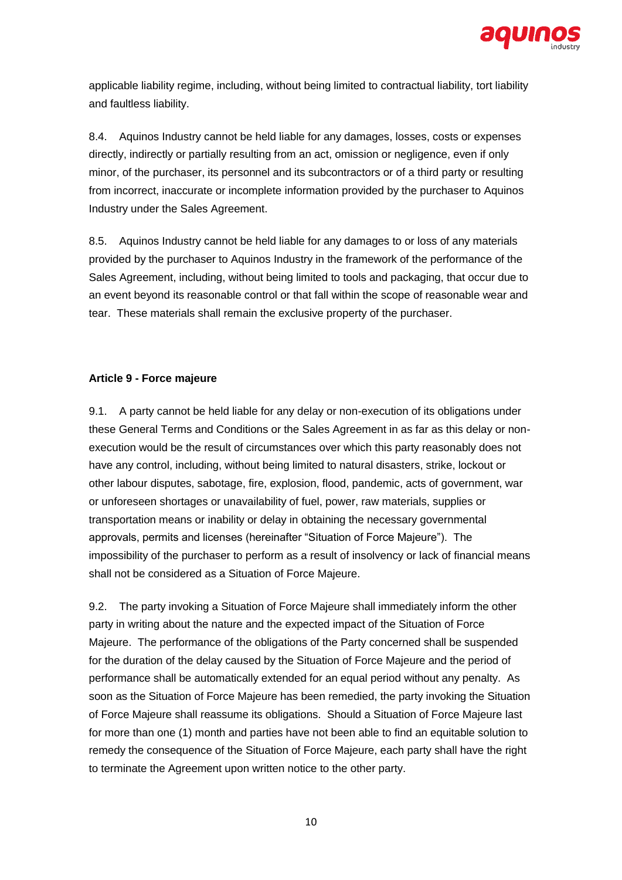applicable liability regime, including, without being limited to contractual liability, tort liability and faultless liability.

8.4. Aquinos Industry cannot be held liable for any damages, losses, costs or expenses directly, indirectly or partially resulting from an act, omission or negligence, even if only minor, of the purchaser, its personnel and its subcontractors or of a third party or resulting from incorrect, inaccurate or incomplete information provided by the purchaser to Aquinos Industry under the Sales Agreement.

8.5. Aquinos Industry cannot be held liable for any damages to or loss of any materials provided by the purchaser to Aquinos Industry in the framework of the performance of the Sales Agreement, including, without being limited to tools and packaging, that occur due to an event beyond its reasonable control or that fall within the scope of reasonable wear and tear. These materials shall remain the exclusive property of the purchaser.

**Article 9 - Force majeure**

9.1. A party cannot be held liable for any delay or non-execution of its obligations under these General Terms and Conditions or the Sales Agreement in as far as this delay or non-execution would be the result of circumstances over which this party reasonably does not have any control, including, without being limited to natural disasters, strike, lockout or other labour disputes, sabotage, fire, explosion, flood, pandemic, acts of government, war or unforeseen shortages or unavailability of fuel, power, raw materials, supplies or transportation means or inability or delay in obtaining the necessary governmental approvals, permits and licenses (hereinafter "Situation of Force Majeure"). The impossibility of the purchaser to perform as a result of insolvency or lack of financial means shall not be considered as a Situation of Force Majeure.

9.2. The party invoking a Situation of Force Majeure shall immediately inform the other party in writing about the nature and the expected impact of the Situation of Force Majeure. The performance of the obligations of the Party concerned shall be suspended for the duration of the delay caused by the Situation of Force Majeure and the period of performance shall be automatically extended for an equal period without any penalty. As soon as the Situation of Force Majeure has been remedied, the party invoking the Situation of Force Majeure shall reassume its obligations. Should a Situation of Force Majeure last for more than one (1) month and parties have not been able to find an equitable solution to remedy the consequence of the Situation of Force Majeure, each party shall have the right to terminate the Agreement upon written notice to the other party.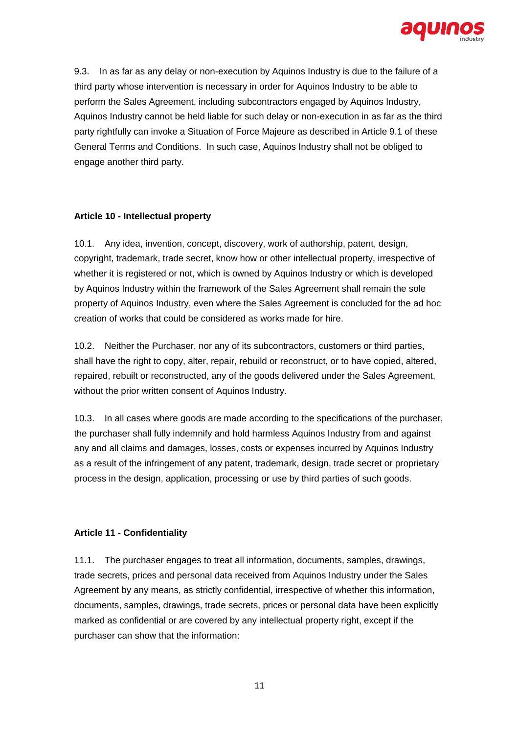9.3. In as far as any delay or non-execution by Aquinos Industry is due to the failure of a third party whose intervention is necessary in order for Aquinos Industry to be able to perform the Sales Agreement, including subcontractors engaged by Aquinos Industry, Aquinos Industry cannot be held liable for such delay or non-execution in as far as the third party rightfully can invoke a Situation of Force Majeure as described in Article 9.1 of these General Terms and Conditions. In such case, Aquinos Industry shall not be obliged to engage another third party.

**Article 10 - Intellectual property**

10.1. Any idea, invention, concept, discovery, work of authorship, patent, design, copyright, trademark, trade secret, know how or other intellectual property, irrespective of whether it is registered or not, which is owned by Aquinos Industry or which is developed by Aquinos Industry within the framework of the Sales Agreement shall remain the sole property of Aquinos Industry, even where the Sales Agreement is concluded for the ad hoc creation of works that could be considered as works made for hire.

10.2. Neither the Purchaser, nor any of its subcontractors, customers or third parties, shall have the right to copy, alter, repair, rebuild or reconstruct, or to have copied, altered, repaired, rebuilt or reconstructed, any of the goods delivered under the Sales Agreement, without the prior written consent of Aquinos Industry.

10.3. In all cases where goods are made according to the specifications of the purchaser, the purchaser shall fully indemnify and hold harmless Aquinos Industry from and against any and all claims and damages, losses, costs or expenses incurred by Aquinos Industry as a result of the infringement of any patent, trademark, design, trade secret or proprietary process in the design, application, processing or use by third parties of such goods.

**Article 11 - Confidentiality**

11.1. The purchaser engages to treat all information, documents, samples, drawings, trade secrets, prices and personal data received from Aquinos Industry under the Sales Agreement by any means, as strictly confidential, irrespective of whether this information, documents, samples, drawings, trade secrets, prices or personal data have been explicitly marked as confidential or are covered by any intellectual property right, except if the purchaser can show that the information: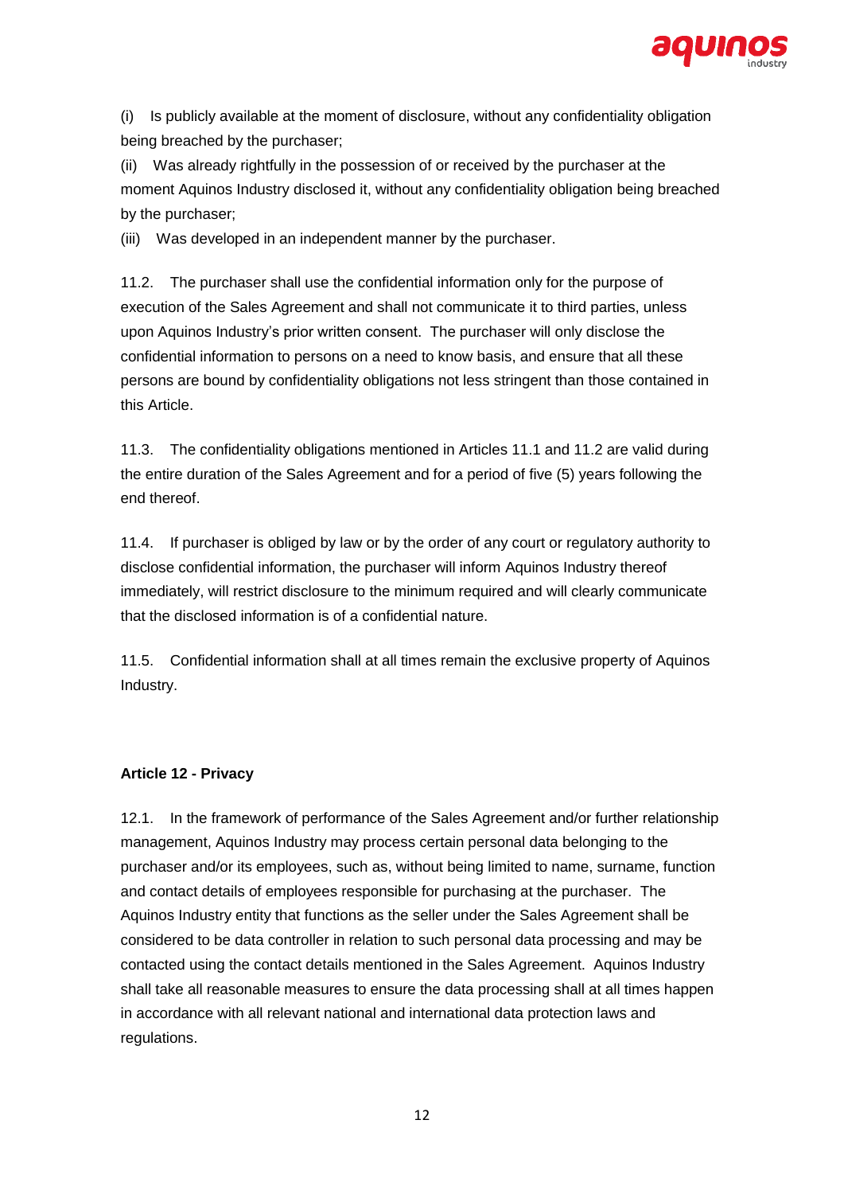(i) Is publicly available at the moment of disclosure, without any confidentiality obligation being breached by the purchaser;

(ii) Was already rightfully in the possession of or received by the purchaser at the moment Aquinos Industry disclosed it, without any confidentiality obligation being breached by the purchaser;

(iii) Was developed in an independent manner by the purchaser.

11.2. The purchaser shall use the confidential information only for the purpose of execution of the Sales Agreement and shall not communicate it to third parties, unless upon Aquinos Industry's prior written consent. The purchaser will only disclose the confidential information to persons on a need to know basis, and ensure that all these persons are bound by confidentiality obligations not less stringent than those contained in this Article.

11.3. The confidentiality obligations mentioned in Articles 11.1 and 11.2 are valid during the entire duration of the Sales Agreement and for a period of five (5) years following the end thereof.

11.4. If purchaser is obliged by law or by the order of any court or regulatory authority to disclose confidential information, the purchaser will inform Aquinos Industry thereof immediately, will restrict disclosure to the minimum required and will clearly communicate that the disclosed information is of a confidential nature.

11.5. Confidential information shall at all times remain the exclusive property of Aquinos Industry.

**Article 12 - Privacy**

12.1. In the framework of performance of the Sales Agreement and/or further relationship management, Aquinos Industry may process certain personal data belonging to the purchaser and/or its employees, such as, without being limited to name, surname, function and contact details of employees responsible for purchasing at the purchaser. The Aquinos Industry entity that functions as the seller under the Sales Agreement shall be considered to be data controller in relation to such personal data processing and may be contacted using the contact details mentioned in the Sales Agreement. Aquinos Industry shall take all reasonable measures to ensure the data processing shall at all times happen in accordance with all relevant national and international data protection laws and regulations.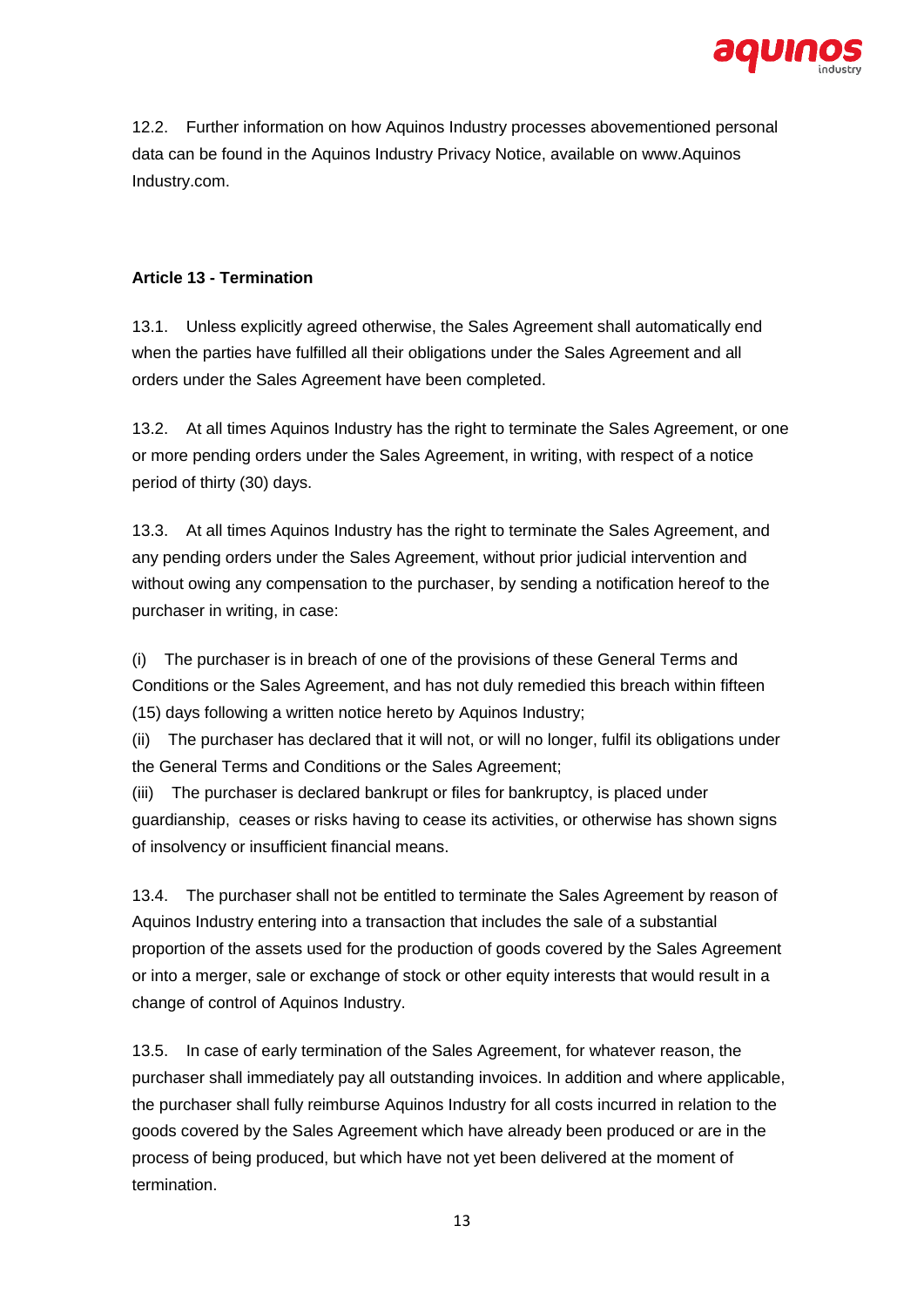12.2. Further information on how Aquinos Industry processes abovementioned personal data can be found in the Aquinos Industry Privacy Notice, available on www.Aquinos Industry.com.

**Article 13 - Termination**

13.1. Unless explicitly agreed otherwise, the Sales Agreement shall automatically end when the parties have fulfilled all their obligations under the Sales Agreement and all orders under the Sales Agreement have been completed.

13.2. At all times Aquinos Industry has the right to terminate the Sales Agreement, or one or more pending orders under the Sales Agreement, in writing, with respect of a notice period of thirty (30) days.

13.3. At all times Aquinos Industry has the right to terminate the Sales Agreement, and any pending orders under the Sales Agreement, without prior judicial intervention and without owing any compensation to the purchaser, by sending a notification hereof to the purchaser in writing, in case:

(i) The purchaser is in breach of one of the provisions of these General Terms and Conditions or the Sales Agreement, and has not duly remedied this breach within fifteen (15) days following a written notice hereto by Aquinos Industry;
(ii) The purchaser has declared that it will not, or will no longer, fulfil its obligations under the General Terms and Conditions or the Sales Agreement;
(iii) The purchaser is declared bankrupt or files for bankruptcy, is placed under guardianship, ceases or risks having to cease its activities, or otherwise has shown signs of insolvency or insufficient financial means.

13.4. The purchaser shall not be entitled to terminate the Sales Agreement by reason of Aquinos Industry entering into a transaction that includes the sale of a substantial proportion of the assets used for the production of goods covered by the Sales Agreement or into a merger, sale or exchange of stock or other equity interests that would result in a change of control of Aquinos Industry.

13.5. In case of early termination of the Sales Agreement, for whatever reason, the purchaser shall immediately pay all outstanding invoices. In addition and where applicable, the purchaser shall fully reimburse Aquinos Industry for all costs incurred in relation to the goods covered by the Sales Agreement which have already been produced or are in the process of being produced, but which have not yet been delivered at the moment of termination.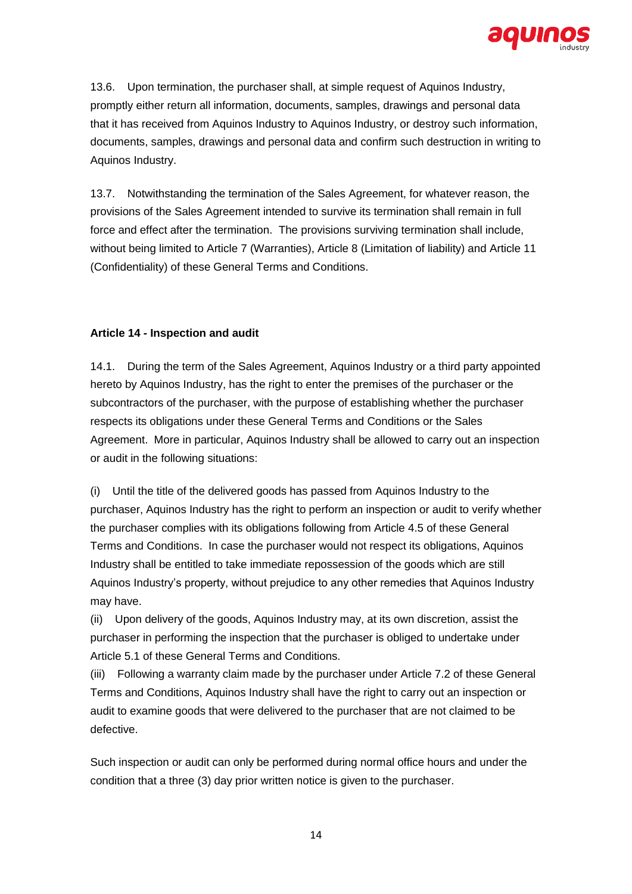13.6. Upon termination, the purchaser shall, at simple request of Aquinos Industry, promptly either return all information, documents, samples, drawings and personal data that it has received from Aquinos Industry to Aquinos Industry, or destroy such information, documents, samples, drawings and personal data and confirm such destruction in writing to Aquinos Industry.

13.7. Notwithstanding the termination of the Sales Agreement, for whatever reason, the provisions of the Sales Agreement intended to survive its termination shall remain in full force and effect after the termination. The provisions surviving termination shall include, without being limited to Article 7 (Warranties), Article 8 (Limitation of liability) and Article 11 (Confidentiality) of these General Terms and Conditions.

**Article 14 - Inspection and audit**

14.1. During the term of the Sales Agreement, Aquinos Industry or a third party appointed hereto by Aquinos Industry, has the right to enter the premises of the purchaser or the subcontractors of the purchaser, with the purpose of establishing whether the purchaser respects its obligations under these General Terms and Conditions or the Sales Agreement. More in particular, Aquinos Industry shall be allowed to carry out an inspection or audit in the following situations:

(i) Until the title of the delivered goods has passed from Aquinos Industry to the purchaser, Aquinos Industry has the right to perform an inspection or audit to verify whether the purchaser complies with its obligations following from Article 4.5 of these General Terms and Conditions. In case the purchaser would not respect its obligations, Aquinos Industry shall be entitled to take immediate repossession of the goods which are still Aquinos Industry's property, without prejudice to any other remedies that Aquinos Industry may have.
(ii) Upon delivery of the goods, Aquinos Industry may, at its own discretion, assist the purchaser in performing the inspection that the purchaser is obliged to undertake under Article 5.1 of these General Terms and Conditions.
(iii) Following a warranty claim made by the purchaser under Article 7.2 of these General Terms and Conditions, Aquinos Industry shall have the right to carry out an inspection or audit to examine goods that were delivered to the purchaser that are not claimed to be defective.

Such inspection or audit can only be performed during normal office hours and under the condition that a three (3) day prior written notice is given to the purchaser.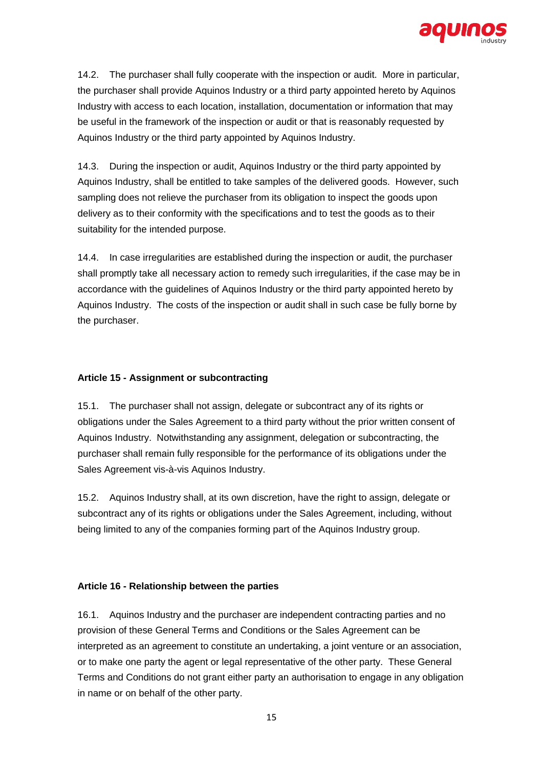14.2. The purchaser shall fully cooperate with the inspection or audit. More in particular, the purchaser shall provide Aquinos Industry or a third party appointed hereto by Aquinos Industry with access to each location, installation, documentation or information that may be useful in the framework of the inspection or audit or that is reasonably requested by Aquinos Industry or the third party appointed by Aquinos Industry.

14.3. During the inspection or audit, Aquinos Industry or the third party appointed by Aquinos Industry, shall be entitled to take samples of the delivered goods. However, such sampling does not relieve the purchaser from its obligation to inspect the goods upon delivery as to their conformity with the specifications and to test the goods as to their suitability for the intended purpose.

14.4. In case irregularities are established during the inspection or audit, the purchaser shall promptly take all necessary action to remedy such irregularities, if the case may be in accordance with the guidelines of Aquinos Industry or the third party appointed hereto by Aquinos Industry. The costs of the inspection or audit shall in such case be fully borne by the purchaser.

**Article 15 - Assignment or subcontracting**

15.1. The purchaser shall not assign, delegate or subcontract any of its rights or obligations under the Sales Agreement to a third party without the prior written consent of Aquinos Industry. Notwithstanding any assignment, delegation or subcontracting, the purchaser shall remain fully responsible for the performance of its obligations under the Sales Agreement vis-à-vis Aquinos Industry.

15.2. Aquinos Industry shall, at its own discretion, have the right to assign, delegate or subcontract any of its rights or obligations under the Sales Agreement, including, without being limited to any of the companies forming part of the Aquinos Industry group.

**Article 16 - Relationship between the parties**

16.1. Aquinos Industry and the purchaser are independent contracting parties and no provision of these General Terms and Conditions or the Sales Agreement can be interpreted as an agreement to constitute an undertaking, a joint venture or an association, or to make one party the agent or legal representative of the other party. These General Terms and Conditions do not grant either party an authorisation to engage in any obligation in name or on behalf of the other party.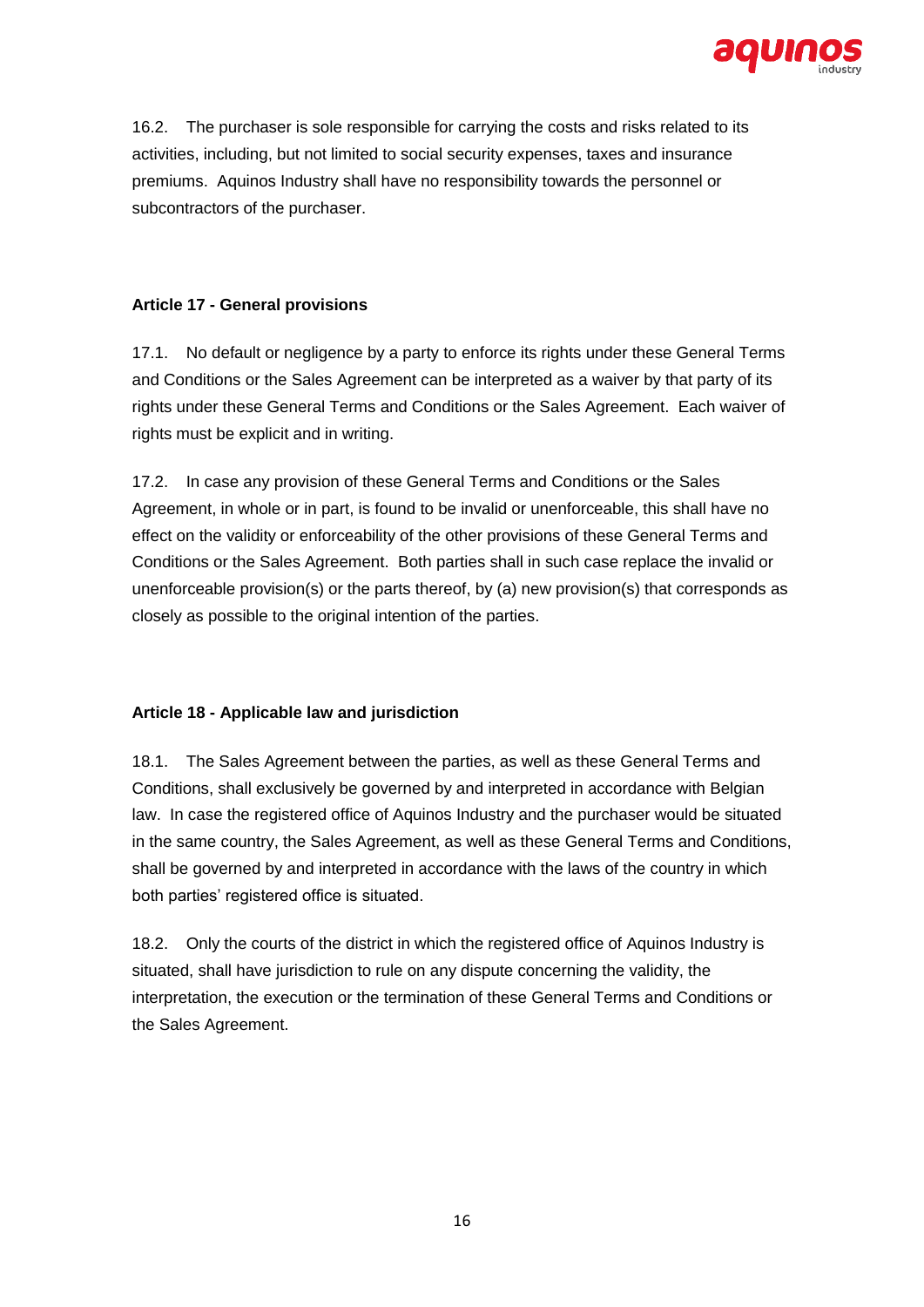16.2. The purchaser is sole responsible for carrying the costs and risks related to its activities, including, but not limited to social security expenses, taxes and insurance premiums. Aquinos Industry shall have no responsibility towards the personnel or subcontractors of the purchaser.

**Article 17 - General provisions**

17.1. No default or negligence by a party to enforce its rights under these General Terms and Conditions or the Sales Agreement can be interpreted as a waiver by that party of its rights under these General Terms and Conditions or the Sales Agreement. Each waiver of rights must be explicit and in writing.

17.2. In case any provision of these General Terms and Conditions or the Sales Agreement, in whole or in part, is found to be invalid or unenforceable, this shall have no effect on the validity or enforceability of the other provisions of these General Terms and Conditions or the Sales Agreement. Both parties shall in such case replace the invalid or unenforceable provision(s) or the parts thereof, by (a) new provision(s) that corresponds as closely as possible to the original intention of the parties.

**Article 18 - Applicable law and jurisdiction**

18.1. The Sales Agreement between the parties, as well as these General Terms and Conditions, shall exclusively be governed by and interpreted in accordance with Belgian law. In case the registered office of Aquinos Industry and the purchaser would be situated in the same country, the Sales Agreement, as well as these General Terms and Conditions, shall be governed by and interpreted in accordance with the laws of the country in which both parties' registered office is situated.

18.2. Only the courts of the district in which the registered office of Aquinos Industry is situated, shall have jurisdiction to rule on any dispute concerning the validity, the interpretation, the execution or the termination of these General Terms and Conditions or the Sales Agreement.